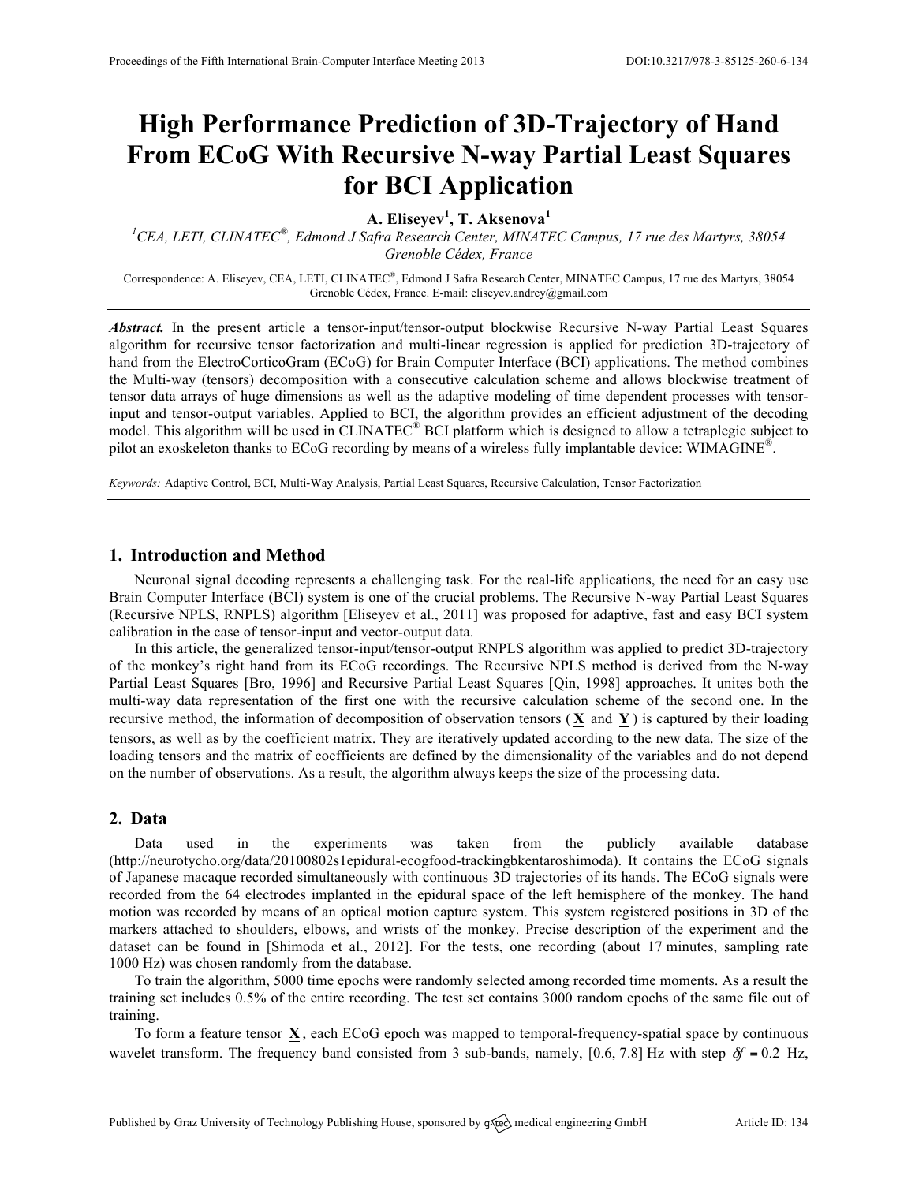# High Performance Prediction of 3D-Trajectory of Hand From ECoG With Recursive N-way Partial Least Squares for BCI Application

**A. Eliseyev[1], T. Aksenova[1]**

[1] *CEA, LETI, CLINATEC®, Edmond J Safra Research Center, MINATEC Campus, 17 rue des Martyrs, 38054 Grenoble Cédex, France*

Correspondence: A. Eliseyev, CEA, LETI, CLINATEC®, Edmond J Safra Research Center, MINATEC Campus, 17 rue des Martyrs, 38054 Grenoble Cédex, France. E-mail: eliseyev.andrey@gmail.com

***Abstract.*** In the present article a tensor-input/tensor-output blockwise Recursive N-way Partial Least Squares algorithm for recursive tensor factorization and multi-linear regression is applied for prediction 3D-trajectory of hand from the ElectroCorticoGram (ECoG) for Brain Computer Interface (BCI) applications. The method combines the Multi-way (tensors) decomposition with a consecutive calculation scheme and allows blockwise treatment of tensor data arrays of huge dimensions as well as the adaptive modeling of time dependent processes with tensor-input and tensor-output variables. Applied to BCI, the algorithm provides an efficient adjustment of the decoding model. This algorithm will be used in CLINATEC® BCI platform which is designed to allow a tetraplegic subject to pilot an exoskeleton thanks to ECoG recording by means of a wireless fully implantable device: WIMAGINE®.

*Keywords:* Adaptive Control, BCI, Multi-Way Analysis, Partial Least Squares, Recursive Calculation, Tensor Factorization

## 1. Introduction and Method

Neuronal signal decoding represents a challenging task. For the real-life applications, the need for an easy use Brain Computer Interface (BCI) system is one of the crucial problems. The Recursive N-way Partial Least Squares (Recursive NPLS, RNPLS) algorithm [Eliseyev et al., 2011] was proposed for adaptive, fast and easy BCI system calibration in the case of tensor-input and vector-output data.

In this article, the generalized tensor-input/tensor-output RNPLS algorithm was applied to predict 3D-trajectory of the monkey's right hand from its ECoG recordings. The Recursive NPLS method is derived from the N-way Partial Least Squares [Bro, 1996] and Recursive Partial Least Squares [Qin, 1998] approaches. It unites both the multi-way data representation of the first one with the recursive calculation scheme of the second one. In the recursive method, the information of decomposition of observation tensors ($\underline{\mathbf{X}}$ and $\underline{\mathbf{Y}}$) is captured by their loading tensors, as well as by the coefficient matrix. They are iteratively updated according to the new data. The size of the loading tensors and the matrix of coefficients are defined by the dimensionality of the variables and do not depend on the number of observations. As a result, the algorithm always keeps the size of the processing data.

## 2. Data

Data used in the experiments was taken from the publicly available database (http://neurotycho.org/data/20100802s1epidural-ecogfood-trackingbkentaroshimoda). It contains the ECoG signals of Japanese macaque recorded simultaneously with continuous 3D trajectories of its hands. The ECoG signals were recorded from the 64 electrodes implanted in the epidural space of the left hemisphere of the monkey. The hand motion was recorded by means of an optical motion capture system. This system registered positions in 3D of the markers attached to shoulders, elbows, and wrists of the monkey. Precise description of the experiment and the dataset can be found in [Shimoda et al., 2012]. For the tests, one recording (about 17 minutes, sampling rate 1000 Hz) was chosen randomly from the database.

To train the algorithm, 5000 time epochs were randomly selected among recorded time moments. As a result the training set includes 0.5% of the entire recording. The test set contains 3000 random epochs of the same file out of training.

To form a feature tensor $\underline{\mathbf{X}}$, each ECoG epoch was mapped to temporal-frequency-spatial space by continuous wavelet transform. The frequency band consisted from 3 sub-bands, namely, [0.6, 7.8] Hz with step $\delta f = 0.2$ Hz,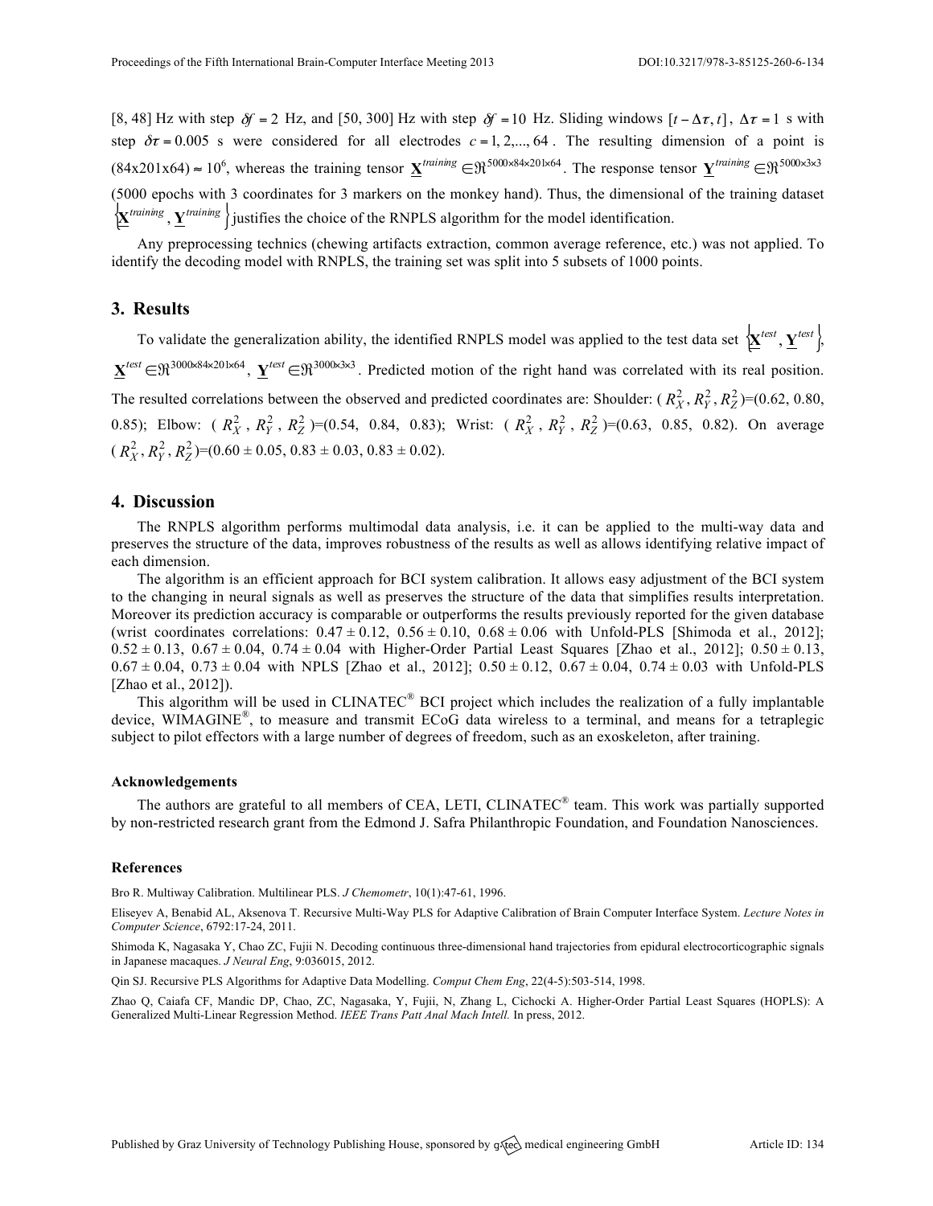[8, 48] Hz with step $\delta f = 2$ Hz, and [50, 300] Hz with step $\delta f = 10$ Hz. Sliding windows $[t - \Delta\tau, t]$, $\Delta\tau = 1$ s with step $\delta\tau = 0.005$ s were considered for all electrodes $c = 1, 2, ..., 64$. The resulting dimension of a point is $(84 \text{x} 201 \text{x} 64) \approx 10^6$, whereas the training tensor $\underline{\mathbf{X}}^{training} \in \Re^{5000 \times 84 \times 201 \times 64}$. The response tensor $\underline{\mathbf{Y}}^{training} \in \Re^{5000 \times 3 \times 3}$ (5000 epochs with 3 coordinates for 3 markers on the monkey hand). Thus, the dimensional of the training dataset $\left\{\underline{\mathbf{X}}^{training}, \underline{\mathbf{Y}}^{training}\right\}$ justifies the choice of the RNPLS algorithm for the model identification.

Any preprocessing technics (chewing artifacts extraction, common average reference, etc.) was not applied. To identify the decoding model with RNPLS, the training set was split into 5 subsets of 1000 points.

## 3. Results

To validate the generalization ability, the identified RNPLS model was applied to the test data set $\left\{\underline{\mathbf{X}}^{test}, \underline{\mathbf{Y}}^{test}\right\}$, $\underline{\mathbf{X}}^{test} \in \Re^{3000 \times 84 \times 201 \times 64}$, $\underline{\mathbf{Y}}^{test} \in \Re^{3000 \times 3 \times 3}$. Predicted motion of the right hand was correlated with its real position. The resulted correlations between the observed and predicted coordinates are: Shoulder: ($R_X^2, R_Y^2, R_Z^2$)=(0.62, 0.80, 0.85); Elbow: ($R_X^2$, $R_Y^2$, $R_Z^2$)=(0.54, 0.84, 0.83); Wrist: ($R_X^2$, $R_Y^2$, $R_Z^2$)=(0.63, 0.85, 0.82). On average ($R_X^2, R_Y^2, R_Z^2$)=(0.60 ± 0.05, 0.83 ± 0.03, 0.83 ± 0.02).

## 4. Discussion

The RNPLS algorithm performs multimodal data analysis, i.e. it can be applied to the multi-way data and preserves the structure of the data, improves robustness of the results as well as allows identifying relative impact of each dimension.

The algorithm is an efficient approach for BCI system calibration. It allows easy adjustment of the BCI system to the changing in neural signals as well as preserves the structure of the data that simplifies results interpretation. Moreover its prediction accuracy is comparable or outperforms the results previously reported for the given database (wrist coordinates correlations: 0.47 ± 0.12, 0.56 ± 0.10, 0.68 ± 0.06 with Unfold-PLS [Shimoda et al., 2012]; 0.52 ± 0.13, 0.67 ± 0.04, 0.74 ± 0.04 with Higher-Order Partial Least Squares [Zhao et al., 2012]; 0.50 ± 0.13, 0.67 ± 0.04, 0.73 ± 0.04 with NPLS [Zhao et al., 2012]; 0.50 ± 0.12, 0.67 ± 0.04, 0.74 ± 0.03 with Unfold-PLS [Zhao et al., 2012]).

This algorithm will be used in CLINATEC® BCI project which includes the realization of a fully implantable device, WIMAGINE®, to measure and transmit ECoG data wireless to a terminal, and means for a tetraplegic subject to pilot effectors with a large number of degrees of freedom, such as an exoskeleton, after training.

#### Acknowledgements

The authors are grateful to all members of CEA, LETI, CLINATEC® team. This work was partially supported by non-restricted research grant from the Edmond J. Safra Philanthropic Foundation, and Foundation Nanosciences.

#### References

Bro R. Multiway Calibration. Multilinear PLS. *J Chemometr*, 10(1):47-61, 1996.

Eliseyev A, Benabid AL, Aksenova T. Recursive Multi-Way PLS for Adaptive Calibration of Brain Computer Interface System. *Lecture Notes in Computer Science*, 6792:17-24, 2011.

Shimoda K, Nagasaka Y, Chao ZC, Fujii N. Decoding continuous three-dimensional hand trajectories from epidural electrocorticographic signals in Japanese macaques. *J Neural Eng*, 9:036015, 2012.

Qin SJ. Recursive PLS Algorithms for Adaptive Data Modelling. *Comput Chem Eng*, 22(4-5):503-514, 1998.

Zhao Q, Caiafa CF, Mandic DP, Chao, ZC, Nagasaka, Y, Fujii, N, Zhang L, Cichocki A. Higher-Order Partial Least Squares (HOPLS): A Generalized Multi-Linear Regression Method. *IEEE Trans Patt Anal Mach Intell.* In press, 2012.